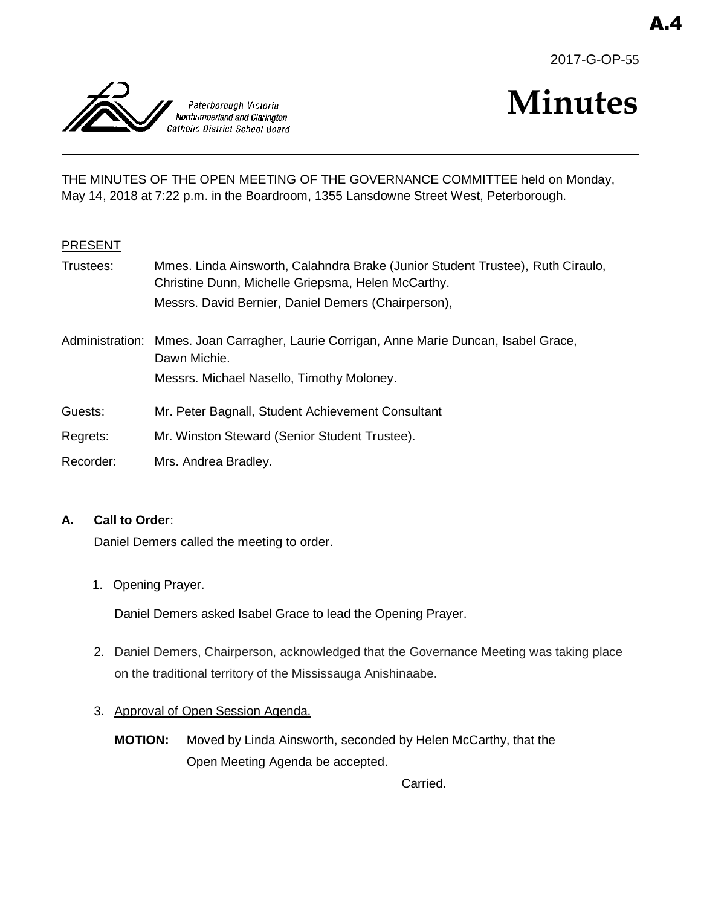A.4

2017-G-OP-55

Peterborough Victoria Northumberland and Clarington Catholic District School Board

# Minutes

THE MINUTES OF THE OPEN MEETING OF THE GOVERNANCE COMMITTEE held on Monday, May 14, 2018 at 7:22 p.m. in the Boardroom, 1355 Lansdowne Street West, Peterborough.

PRESENT

Trustees: Mmes. Linda Ainsworth, Calahndra Brake (Junior Student Trustee), Ruth Ciraulo, Christine Dunn, Michelle Griepsma, Helen McCarthy.
Messrs. David Bernier, Daniel Demers (Chairperson),

Administration: Mmes. Joan Carragher, Laurie Corrigan, Anne Marie Duncan, Isabel Grace, Dawn Michie.
Messrs. Michael Nasello, Timothy Moloney.

Guests: Mr. Peter Bagnall, Student Achievement Consultant

Regrets: Mr. Winston Steward (Senior Student Trustee).

Recorder: Mrs. Andrea Bradley.

**A. Call to Order**:

Daniel Demers called the meeting to order.

1. Opening Prayer.

   Daniel Demers asked Isabel Grace to lead the Opening Prayer.

2. Daniel Demers, Chairperson, acknowledged that the Governance Meeting was taking place on the traditional territory of the Mississauga Anishinaabe.

3. Approval of Open Session Agenda.

   **MOTION:** Moved by Linda Ainsworth, seconded by Helen McCarthy, that the Open Meeting Agenda be accepted.

   Carried.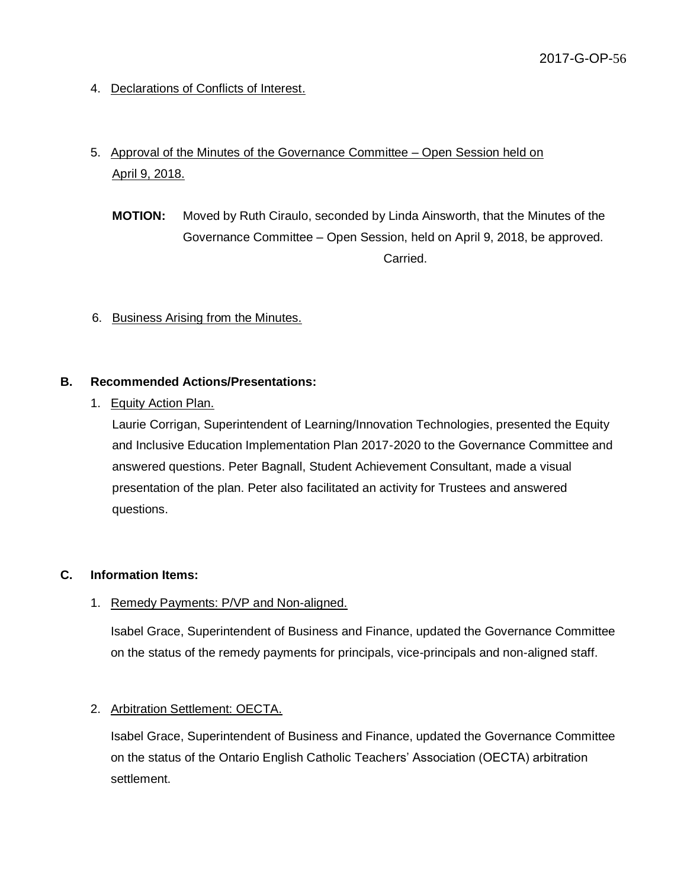4. Declarations of Conflicts of Interest.

5. Approval of the Minutes of the Governance Committee – Open Session held on April 9, 2018.

**MOTION:** Moved by Ruth Ciraulo, seconded by Linda Ainsworth, that the Minutes of the Governance Committee – Open Session, held on April 9, 2018, be approved.

Carried.

6. Business Arising from the Minutes.

**B. Recommended Actions/Presentations:**

1. Equity Action Plan.

Laurie Corrigan, Superintendent of Learning/Innovation Technologies, presented the Equity and Inclusive Education Implementation Plan 2017-2020 to the Governance Committee and answered questions. Peter Bagnall, Student Achievement Consultant, made a visual presentation of the plan. Peter also facilitated an activity for Trustees and answered questions.

**C. Information Items:**

1. Remedy Payments: P/VP and Non-aligned.

Isabel Grace, Superintendent of Business and Finance, updated the Governance Committee on the status of the remedy payments for principals, vice-principals and non-aligned staff.

2. Arbitration Settlement: OECTA.

Isabel Grace, Superintendent of Business and Finance, updated the Governance Committee on the status of the Ontario English Catholic Teachers' Association (OECTA) arbitration settlement.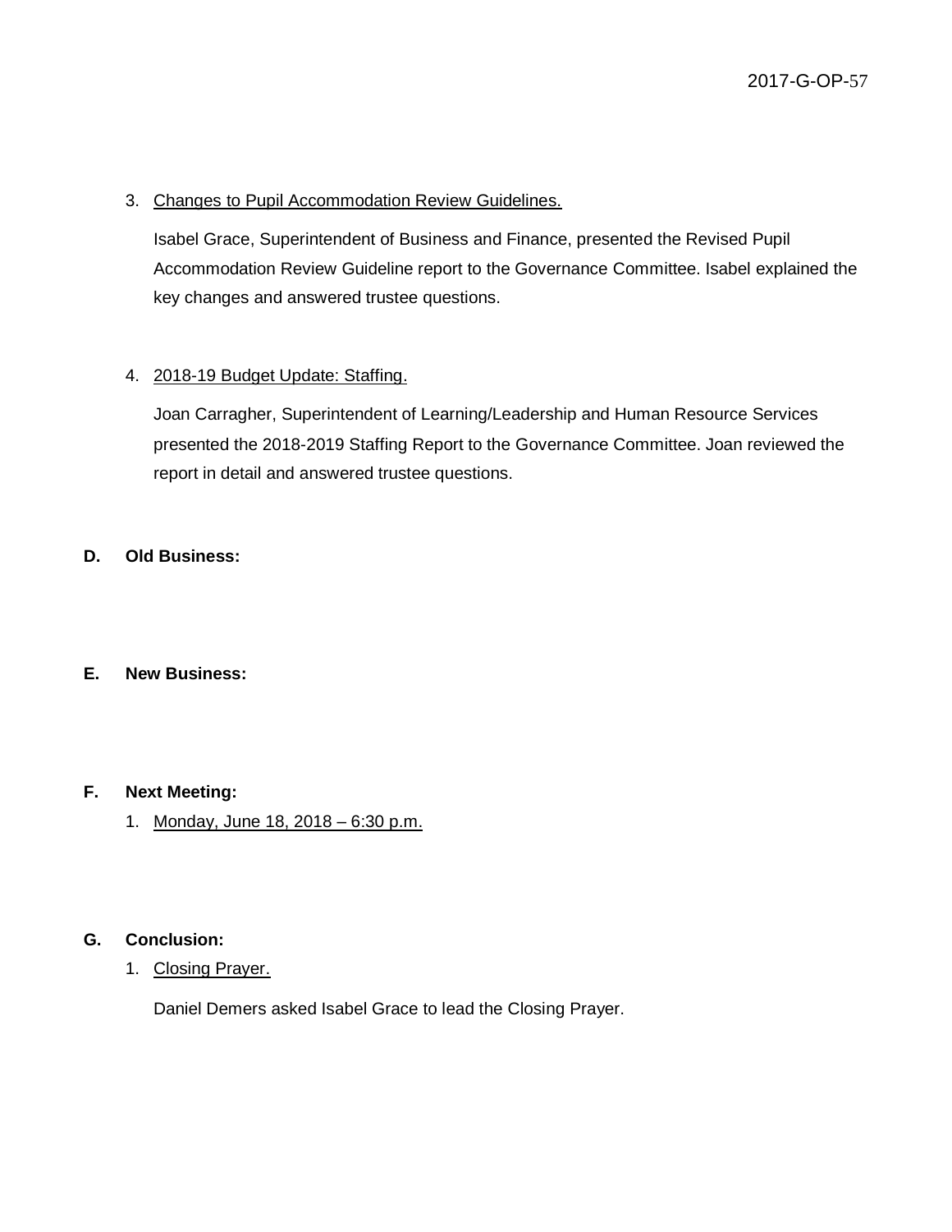3. Changes to Pupil Accommodation Review Guidelines.

   Isabel Grace, Superintendent of Business and Finance, presented the Revised Pupil Accommodation Review Guideline report to the Governance Committee. Isabel explained the key changes and answered trustee questions.

4. 2018-19 Budget Update: Staffing.

   Joan Carragher, Superintendent of Learning/Leadership and Human Resource Services presented the 2018-2019 Staffing Report to the Governance Committee. Joan reviewed the report in detail and answered trustee questions.

**D. Old Business:**

**E. New Business:**

**F. Next Meeting:**

1. Monday, June 18, 2018 – 6:30 p.m.

**G. Conclusion:**

1. Closing Prayer.

   Daniel Demers asked Isabel Grace to lead the Closing Prayer.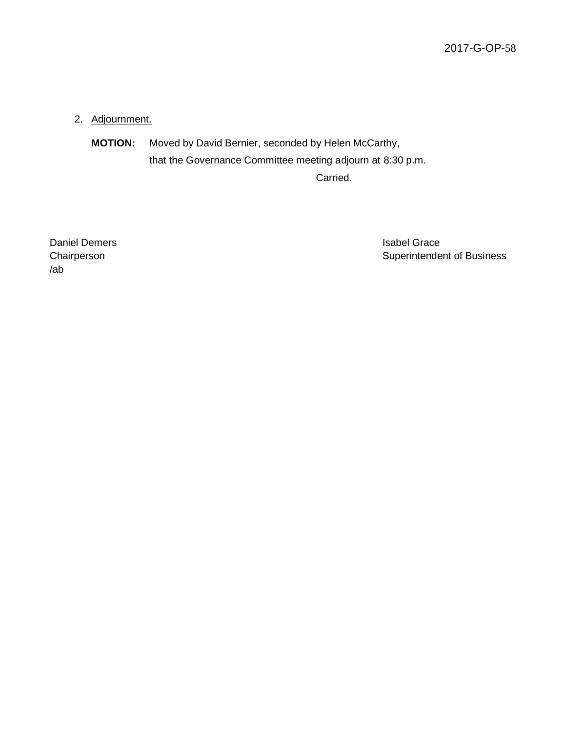2017-G-OP-58

2. Adjournment.

**MOTION:** Moved by David Bernier, seconded by Helen McCarthy, that the Governance Committee meeting adjourn at 8:30 p.m.

Carried.

Daniel Demers
Chairperson
/ab

Isabel Grace
Superintendent of Business